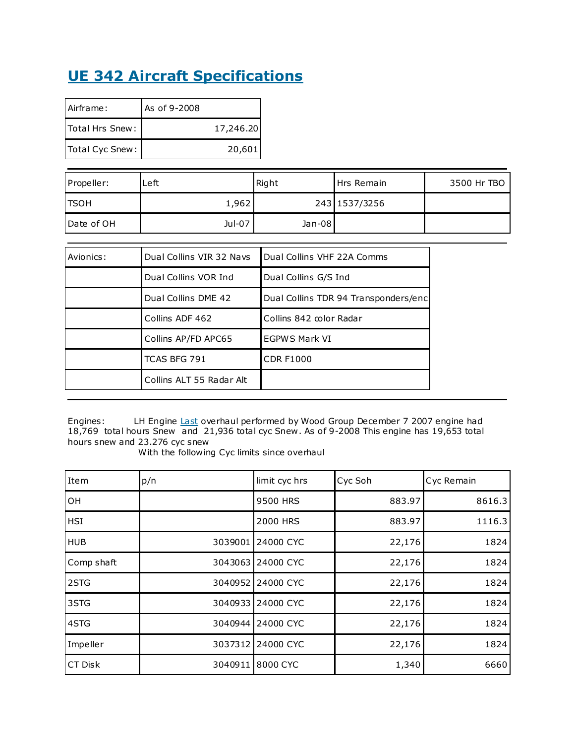# UE 342 Aircraft Specifications

| Airframe: | As of 9-2008 |
|---|---|
| Total Hrs Snew: | 17,246.20 |
| Total Cyc Snew: | 20,601 |

| Propeller: | Left | Right | Hrs Remain | 3500 Hr TBO |
|---|---|---|---|---|
| TSOH | 1,962 | 243 | 1537/3256 | |
| Date of OH | Jul-07 | Jan-08 | | |

| Avionics: | Dual Collins VIR 32 Navs | Dual Collins VHF 22A Comms |
|---|---|---|
| | Dual Collins VOR Ind | Dual Collins G/S Ind |
| | Dual Collins DME 42 | Dual Collins TDR 94 Transponders/enc |
| | Collins ADF 462 | Collins 842 color Radar |
| | Collins AP/FD APC65 | EGPWS Mark VI |
| | TCAS BFG 791 | CDR F1000 |
| | Collins ALT 55 Radar Alt | |

Engines: LH Engine Last overhaul performed by Wood Group December 7 2007 engine had 18,769 total hours Snew and 21,936 total cyc Snew. As of 9-2008 This engine has 19,653 total hours snew and 23.276 cyc snew

With the following Cyc limits since overhaul

| Item | p/n | limit cyc hrs | Cyc Soh | Cyc Remain |
|---|---|---|---|---|
| OH | | 9500 HRS | 883.97 | 8616.3 |
| HSI | | 2000 HRS | 883.97 | 1116.3 |
| HUB | 3039001 | 24000 CYC | 22,176 | 1824 |
| Comp shaft | 3043063 | 24000 CYC | 22,176 | 1824 |
| 2STG | 3040952 | 24000 CYC | 22,176 | 1824 |
| 3STG | 3040933 | 24000 CYC | 22,176 | 1824 |
| 4STG | 3040944 | 24000 CYC | 22,176 | 1824 |
| Impeller | 3037312 | 24000 CYC | 22,176 | 1824 |
| CT Disk | 3040911 | 8000 CYC | 1,340 | 6660 |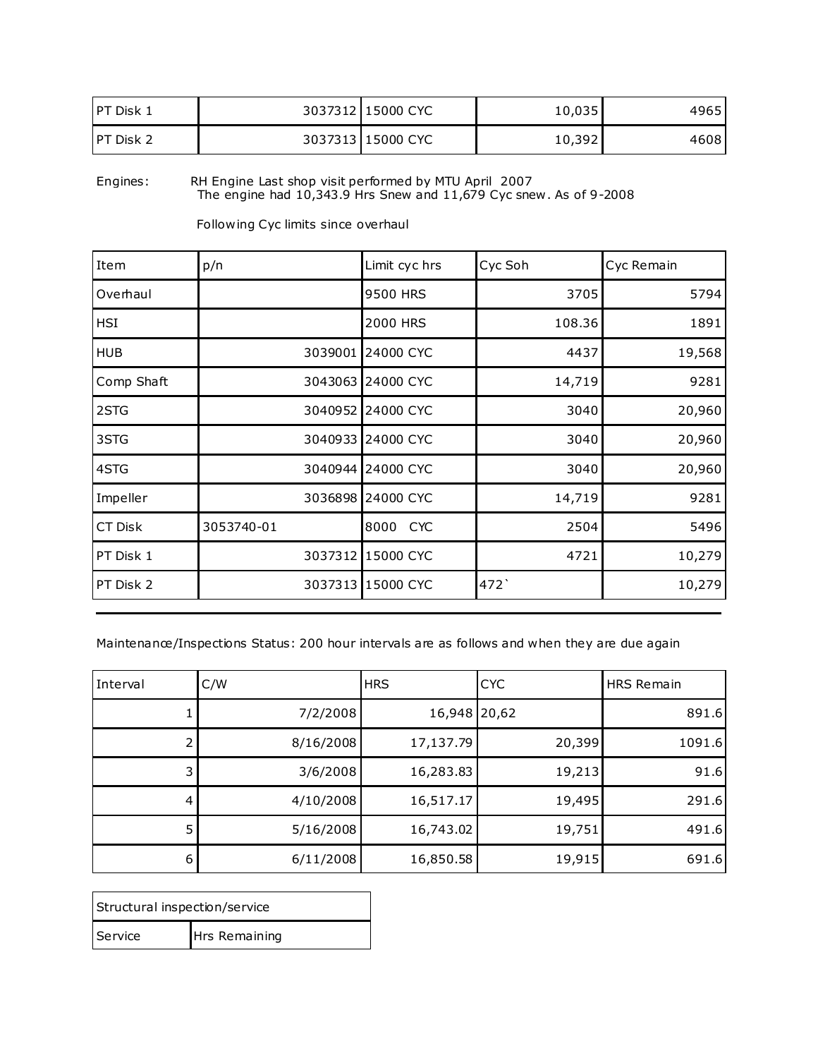| PT Disk 1 | 3037312 | 15000 CYC | 10,035 | 4965 |
|---|---|---|---|---|
| PT Disk 2 | 3037313 | 15000 CYC | 10,392 | 4608 |

Engines: RH Engine Last shop visit performed by MTU April 2007
The engine had 10,343.9 Hrs Snew and 11,679 Cyc snew. As of 9-2008

Following Cyc limits since overhaul

| Item | p/n | Limit cyc hrs | Cyc Soh | Cyc Remain |
|---|---|---|---|---|
| Overhaul | | 9500 HRS | 3705 | 5794 |
| HSI | | 2000 HRS | 108.36 | 1891 |
| HUB | 3039001 | 24000 CYC | 4437 | 19,568 |
| Comp Shaft | 3043063 | 24000 CYC | 14,719 | 9281 |
| 2STG | 3040952 | 24000 CYC | 3040 | 20,960 |
| 3STG | 3040933 | 24000 CYC | 3040 | 20,960 |
| 4STG | 3040944 | 24000 CYC | 3040 | 20,960 |
| Impeller | 3036898 | 24000 CYC | 14,719 | 9281 |
| CT Disk | 3053740-01 | 8000 CYC | 2504 | 5496 |
| PT Disk 1 | 3037312 | 15000 CYC | 4721 | 10,279 |
| PT Disk 2 | 3037313 | 15000 CYC | 472` | 10,279 |

---

Maintenance/Inspections Status: 200 hour intervals are as follows and when they are due again

| Interval | C/W | HRS | CYC | HRS Remain |
|---|---|---|---|---|
| 1 | 7/2/2008 | 16,948 | 20,62 | 891.6 |
| 2 | 8/16/2008 | 17,137.79 | 20,399 | 1091.6 |
| 3 | 3/6/2008 | 16,283.83 | 19,213 | 91.6 |
| 4 | 4/10/2008 | 16,517.17 | 19,495 | 291.6 |
| 5 | 5/16/2008 | 16,743.02 | 19,751 | 491.6 |
| 6 | 6/11/2008 | 16,850.58 | 19,915 | 691.6 |

| Structural inspection/service | |
|---|---|
| Service | Hrs Remaining |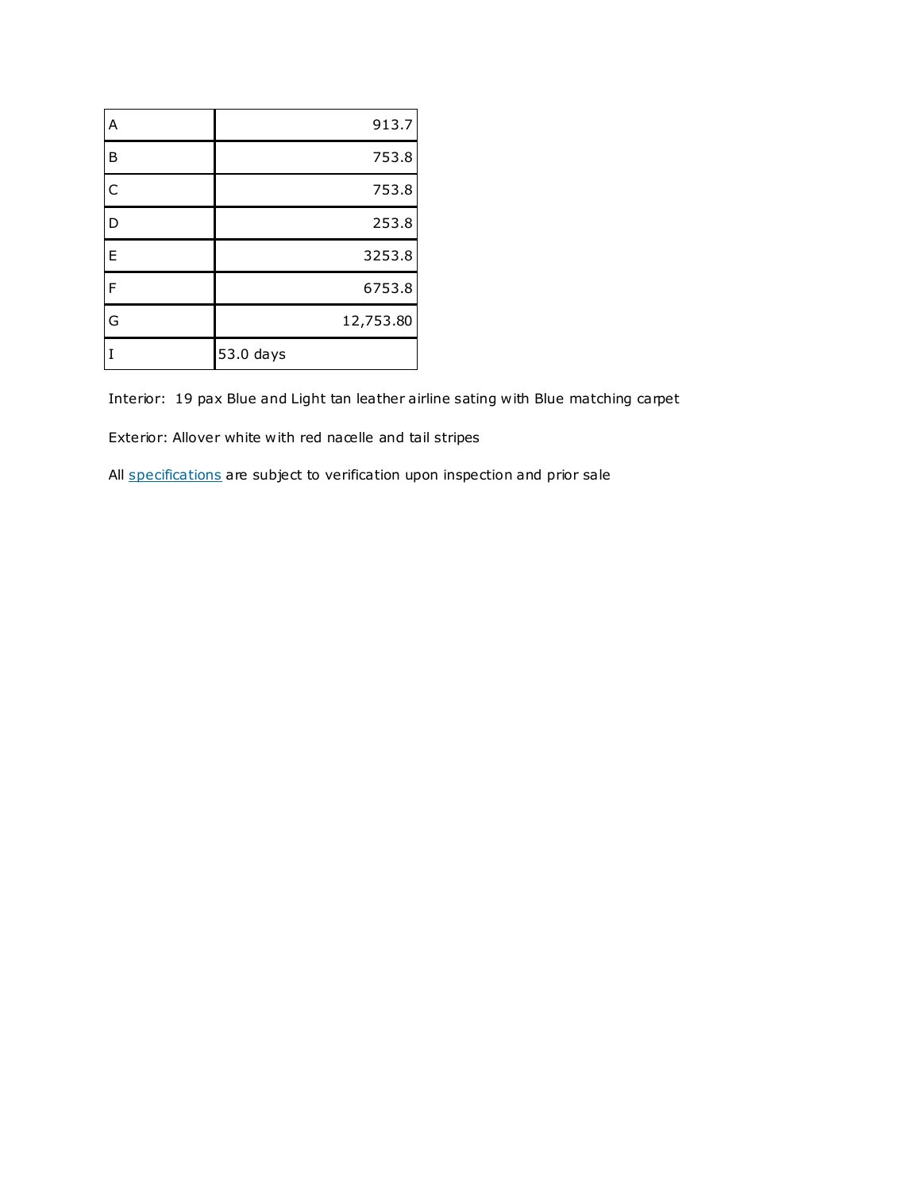| | |
|---|---|
| A | 913.7 |
| B | 753.8 |
| C | 753.8 |
| D | 253.8 |
| E | 3253.8 |
| F | 6753.8 |
| G | 12,753.80 |
| I | 53.0 days |

Interior: 19 pax Blue and Light tan leather airline sating with Blue matching carpet

Exterior: Allover white with red nacelle and tail stripes

All specifications are subject to verification upon inspection and prior sale